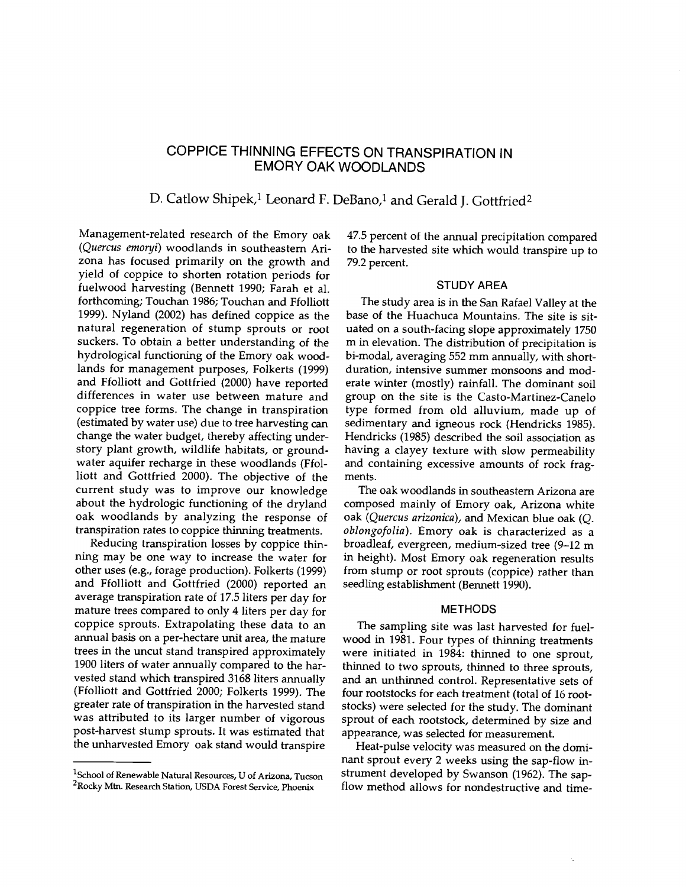# COPPICE THINNING EFFECTS ON TRANSPIRATION IN EMORY OAK WOODLANDS

D. Catlow Shipek,[1] Leonard F. DeBano,[1] and Gerald J. Gottfried[2]

Management-related research of the Emory oak (*Quercus emoryi*) woodlands in southeastern Arizona has focused primarily on the growth and yield of coppice to shorten rotation periods for fuelwood harvesting (Bennett 1990; Farah et al. forthcoming; Touchan 1986; Touchan and Ffolliott 1999). Nyland (2002) has defined coppice as the natural regeneration of stump sprouts or root suckers. To obtain a better understanding of the hydrological functioning of the Emory oak woodlands for management purposes, Folkerts (1999) and Ffolliott and Gottfried (2000) have reported differences in water use between mature and coppice tree forms. The change in transpiration (estimated by water use) due to tree harvesting can change the water budget, thereby affecting understory plant growth, wildlife habitats, or groundwater aquifer recharge in these woodlands (Ffolliott and Gottfried 2000). The objective of the current study was to improve our knowledge about the hydrologic functioning of the dryland oak woodlands by analyzing the response of transpiration rates to coppice thinning treatments.

Reducing transpiration losses by coppice thinning may be one way to increase the water for other uses (e.g., forage production). Folkerts (1999) and Ffolliott and Gottfried (2000) reported an average transpiration rate of 17.5 liters per day for mature trees compared to only 4 liters per day for coppice sprouts. Extrapolating these data to an annual basis on a per-hectare unit area, the mature trees in the uncut stand transpired approximately 1900 liters of water annually compared to the harvested stand which transpired 3168 liters annually (Ffolliott and Gottfried 2000; Folkerts 1999). The greater rate of transpiration in the harvested stand was attributed to its larger number of vigorous post-harvest stump sprouts. It was estimated that the unharvested Emory oak stand would transpire 47.5 percent of the annual precipitation compared to the harvested site which would transpire up to 79.2 percent.

## STUDY AREA

The study area is in the San Rafael Valley at the base of the Huachuca Mountains. The site is situated on a south-facing slope approximately 1750 m in elevation. The distribution of precipitation is bi-modal, averaging 552 mm annually, with short-duration, intensive summer monsoons and moderate winter (mostly) rainfall. The dominant soil group on the site is the Casto-Martinez-Canelo type formed from old alluvium, made up of sedimentary and igneous rock (Hendricks 1985). Hendricks (1985) described the soil association as having a clayey texture with slow permeability and containing excessive amounts of rock fragments.

The oak woodlands in southeastern Arizona are composed mainly of Emory oak, Arizona white oak (*Quercus arizonica*), and Mexican blue oak (*Q. oblongofolia*). Emory oak is characterized as a broadleaf, evergreen, medium-sized tree (9–12 m in height). Most Emory oak regeneration results from stump or root sprouts (coppice) rather than seedling establishment (Bennett 1990).

## METHODS

The sampling site was last harvested for fuelwood in 1981. Four types of thinning treatments were initiated in 1984: thinned to one sprout, thinned to two sprouts, thinned to three sprouts, and an unthinned control. Representative sets of four rootstocks for each treatment (total of 16 rootstocks) were selected for the study. The dominant sprout of each rootstock, determined by size and appearance, was selected for measurement.

Heat-pulse velocity was measured on the dominant sprout every 2 weeks using the sap-flow instrument developed by Swanson (1962). The sap-flow method allows for nondestructive and time-

---

[1] School of Renewable Natural Resources, U of Arizona, Tucson
[2] Rocky Mtn. Research Station, USDA Forest Service, Phoenix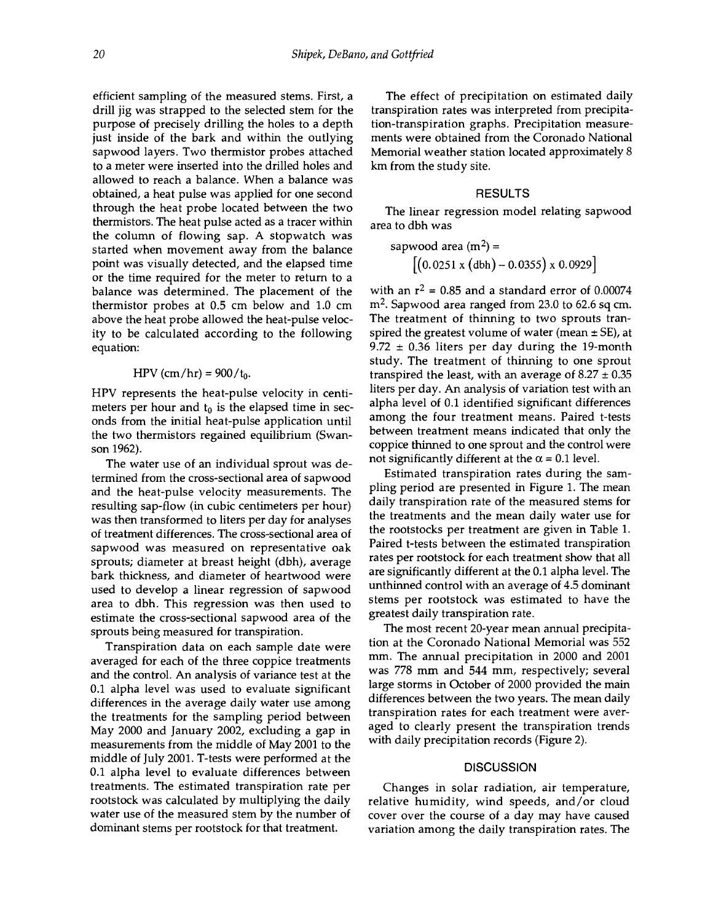efficient sampling of the measured stems. First, a drill jig was strapped to the selected stem for the purpose of precisely drilling the holes to a depth just inside of the bark and within the outlying sapwood layers. Two thermistor probes attached to a meter were inserted into the drilled holes and allowed to reach a balance. When a balance was obtained, a heat pulse was applied for one second through the heat probe located between the two thermistors. The heat pulse acted as a tracer within the column of flowing sap. A stopwatch was started when movement away from the balance point was visually detected, and the elapsed time or the time required for the meter to return to a balance was determined. The placement of the thermistor probes at 0.5 cm below and 1.0 cm above the heat probe allowed the heat-pulse velocity to be calculated according to the following equation:

$$\text{HPV (cm/hr)} = 900/t_0.$$

HPV represents the heat-pulse velocity in centimeters per hour and $t_0$ is the elapsed time in seconds from the initial heat-pulse application until the two thermistors regained equilibrium (Swanson 1962).

The water use of an individual sprout was determined from the cross-sectional area of sapwood and the heat-pulse velocity measurements. The resulting sap-flow (in cubic centimeters per hour) was then transformed to liters per day for analyses of treatment differences. The cross-sectional area of sapwood was measured on representative oak sprouts; diameter at breast height (dbh), average bark thickness, and diameter of heartwood were used to develop a linear regression of sapwood area to dbh. This regression was then used to estimate the cross-sectional sapwood area of the sprouts being measured for transpiration.

Transpiration data on each sample date were averaged for each of the three coppice treatments and the control. An analysis of variance test at the 0.1 alpha level was used to evaluate significant differences in the average daily water use among the treatments for the sampling period between May 2000 and January 2002, excluding a gap in measurements from the middle of May 2001 to the middle of July 2001. T-tests were performed at the 0.1 alpha level to evaluate differences between treatments. The estimated transpiration rate per rootstock was calculated by multiplying the daily water use of the measured stem by the number of dominant stems per rootstock for that treatment.

The effect of precipitation on estimated daily transpiration rates was interpreted from precipitation-transpiration graphs. Precipitation measurements were obtained from the Coronado National Memorial weather station located approximately 8 km from the study site.

## RESULTS

The linear regression model relating sapwood area to dbh was

$$\text{sapwood area (m}^2\text{)} = \left[(0.0251 \times (\text{dbh}) - 0.0355) \times 0.0929\right]$$

with an $r^2 = 0.85$ and a standard error of 0.00074 $m^2$. Sapwood area ranged from 23.0 to 62.6 sq cm. The treatment of thinning to two sprouts transpired the greatest volume of water (mean ± SE), at 9.72 ± 0.36 liters per day during the 19-month study. The treatment of thinning to one sprout transpired the least, with an average of 8.27 ± 0.35 liters per day. An analysis of variation test with an alpha level of 0.1 identified significant differences among the four treatment means. Paired t-tests between treatment means indicated that only the coppice thinned to one sprout and the control were not significantly different at the $\alpha = 0.1$ level.

Estimated transpiration rates during the sampling period are presented in Figure 1. The mean daily transpiration rate of the measured stems for the treatments and the mean daily water use for the rootstocks per treatment are given in Table 1. Paired t-tests between the estimated transpiration rates per rootstock for each treatment show that all are significantly different at the 0.1 alpha level. The unthinned control with an average of 4.5 dominant stems per rootstock was estimated to have the greatest daily transpiration rate.

The most recent 20-year mean annual precipitation at the Coronado National Memorial was 552 mm. The annual precipitation in 2000 and 2001 was 778 mm and 544 mm, respectively; several large storms in October of 2000 provided the main differences between the two years. The mean daily transpiration rates for each treatment were averaged to clearly present the transpiration trends with daily precipitation records (Figure 2).

## DISCUSSION

Changes in solar radiation, air temperature, relative humidity, wind speeds, and/or cloud cover over the course of a day may have caused variation among the daily transpiration rates. The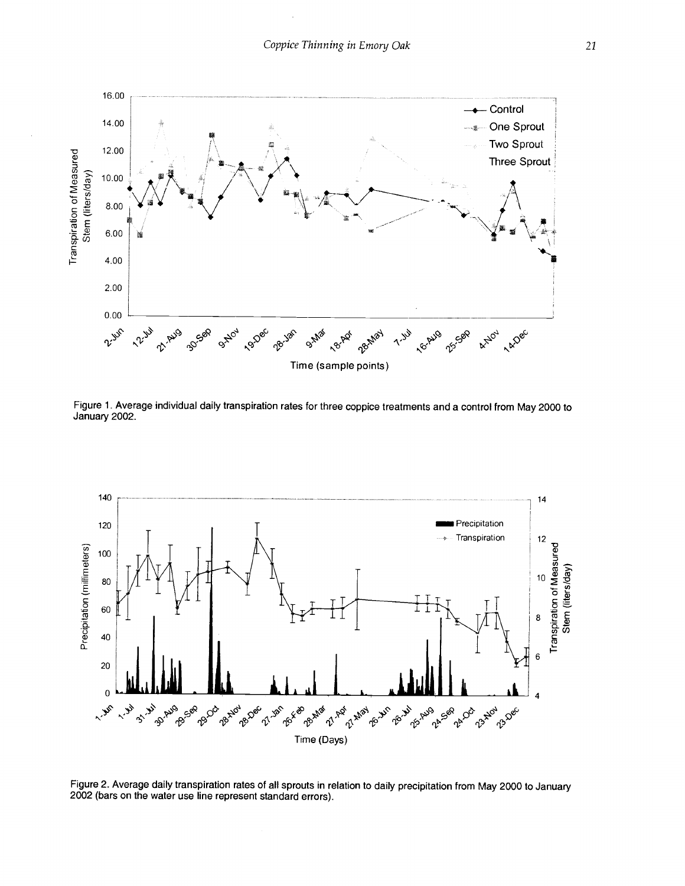Figure 1. Average individual daily transpiration rates for three coppice treatments and a control from May 2000 to January 2002.

Figure 2. Average daily transpiration rates of all sprouts in relation to daily precipitation from May 2000 to January 2002 (bars on the water use line represent standard errors).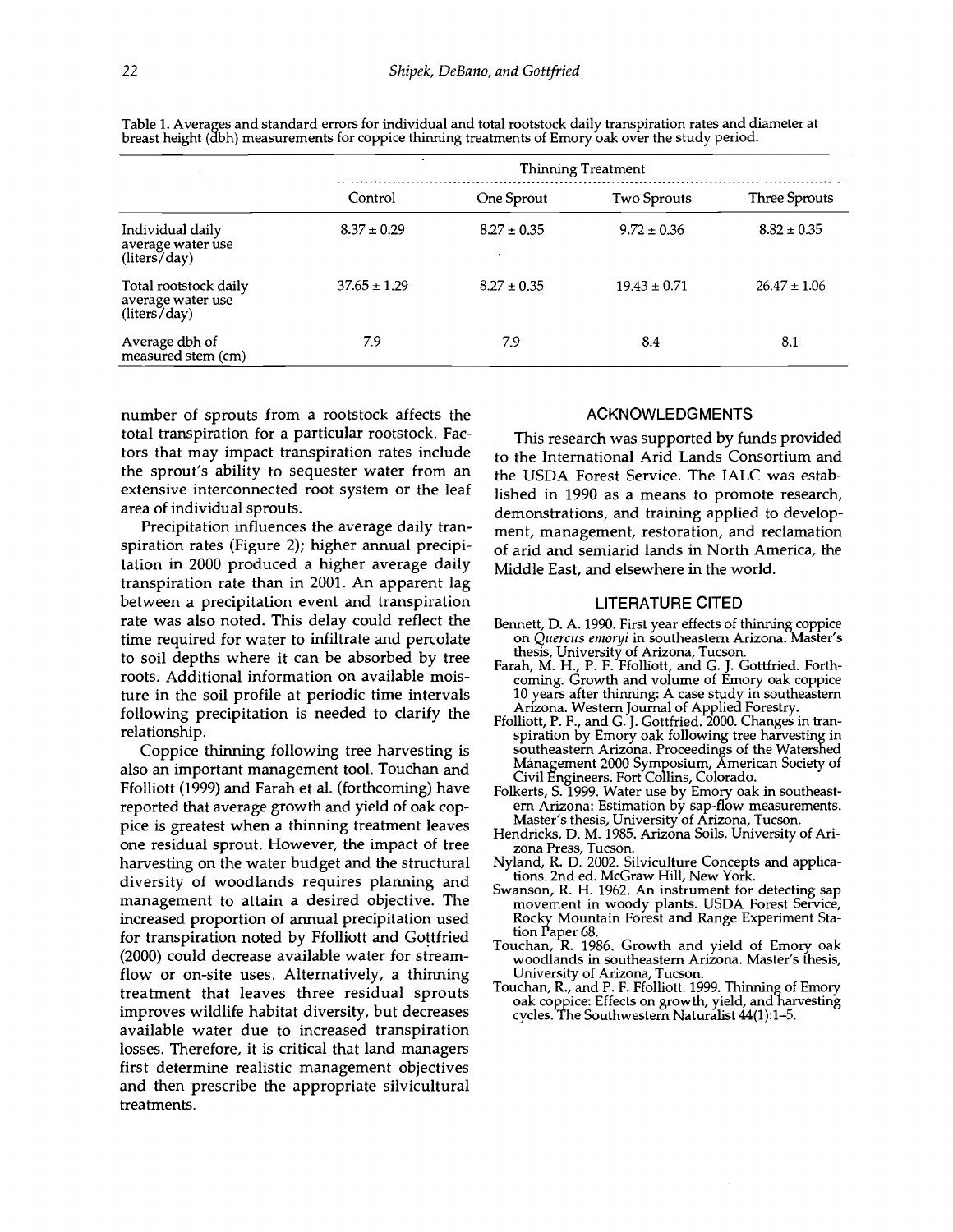Table 1. Averages and standard errors for individual and total rootstock daily transpiration rates and diameter at breast height (dbh) measurements for coppice thinning treatments of Emory oak over the study period.

| | Thinning Treatment | | | |
|---|---|---|---|---|
| | Control | One Sprout | Two Sprouts | Three Sprouts |
| Individual daily average water use (liters/day) | 8.37 ± 0.29 | 8.27 ± 0.35 | 9.72 ± 0.36 | 8.82 ± 0.35 |
| Total rootstock daily average water use (liters/day) | 37.65 ± 1.29 | 8.27 ± 0.35 | 19.43 ± 0.71 | 26.47 ± 1.06 |
| Average dbh of measured stem (cm) | 7.9 | 7.9 | 8.4 | 8.1 |

number of sprouts from a rootstock affects the total transpiration for a particular rootstock. Factors that may impact transpiration rates include the sprout's ability to sequester water from an extensive interconnected root system or the leaf area of individual sprouts.

Precipitation influences the average daily transpiration rates (Figure 2); higher annual precipitation in 2000 produced a higher average daily transpiration rate than in 2001. An apparent lag between a precipitation event and transpiration rate was also noted. This delay could reflect the time required for water to infiltrate and percolate to soil depths where it can be absorbed by tree roots. Additional information on available moisture in the soil profile at periodic time intervals following precipitation is needed to clarify the relationship.

Coppice thinning following tree harvesting is also an important management tool. Touchan and Ffolliott (1999) and Farah et al. (forthcoming) have reported that average growth and yield of oak coppice is greatest when a thinning treatment leaves one residual sprout. However, the impact of tree harvesting on the water budget and the structural diversity of woodlands requires planning and management to attain a desired objective. The increased proportion of annual precipitation used for transpiration noted by Ffolliott and Gottfried (2000) could decrease available water for streamflow or on-site uses. Alternatively, a thinning treatment that leaves three residual sprouts improves wildlife habitat diversity, but decreases available water due to increased transpiration losses. Therefore, it is critical that land managers first determine realistic management objectives and then prescribe the appropriate silvicultural treatments.

## ACKNOWLEDGMENTS

This research was supported by funds provided to the International Arid Lands Consortium and the USDA Forest Service. The IALC was established in 1990 as a means to promote research, demonstrations, and training applied to development, management, restoration, and reclamation of arid and semiarid lands in North America, the Middle East, and elsewhere in the world.

## LITERATURE CITED

Bennett, D. A. 1990. First year effects of thinning coppice on *Quercus emoryi* in southeastern Arizona. Master's thesis, University of Arizona, Tucson.

Farah, M. H., P. F. Ffolliott, and G. J. Gottfried. Forthcoming. Growth and volume of Emory oak coppice 10 years after thinning: A case study in southeastern Arizona. Western Journal of Applied Forestry.

Ffolliott, P. F., and G. J. Gottfried. 2000. Changes in transpiration by Emory oak following tree harvesting in southeastern Arizona. Proceedings of the Watershed Management 2000 Symposium, American Society of Civil Engineers. Fort Collins, Colorado.

Folkerts, S. 1999. Water use by Emory oak in southeastern Arizona: Estimation by sap-flow measurements. Master's thesis, University of Arizona, Tucson.

Hendricks, D. M. 1985. Arizona Soils. University of Arizona Press, Tucson.

Nyland, R. D. 2002. Silviculture Concepts and applications. 2nd ed. McGraw Hill, New York.

Swanson, R. H. 1962. An instrument for detecting sap movement in woody plants. USDA Forest Service, Rocky Mountain Forest and Range Experiment Station Paper 68.

Touchan, R. 1986. Growth and yield of Emory oak woodlands in southeastern Arizona. Master's thesis, University of Arizona, Tucson.

Touchan, R., and P. F. Ffolliott. 1999. Thinning of Emory oak coppice: Effects on growth, yield, and harvesting cycles. The Southwestern Naturalist 44(1):1–5.